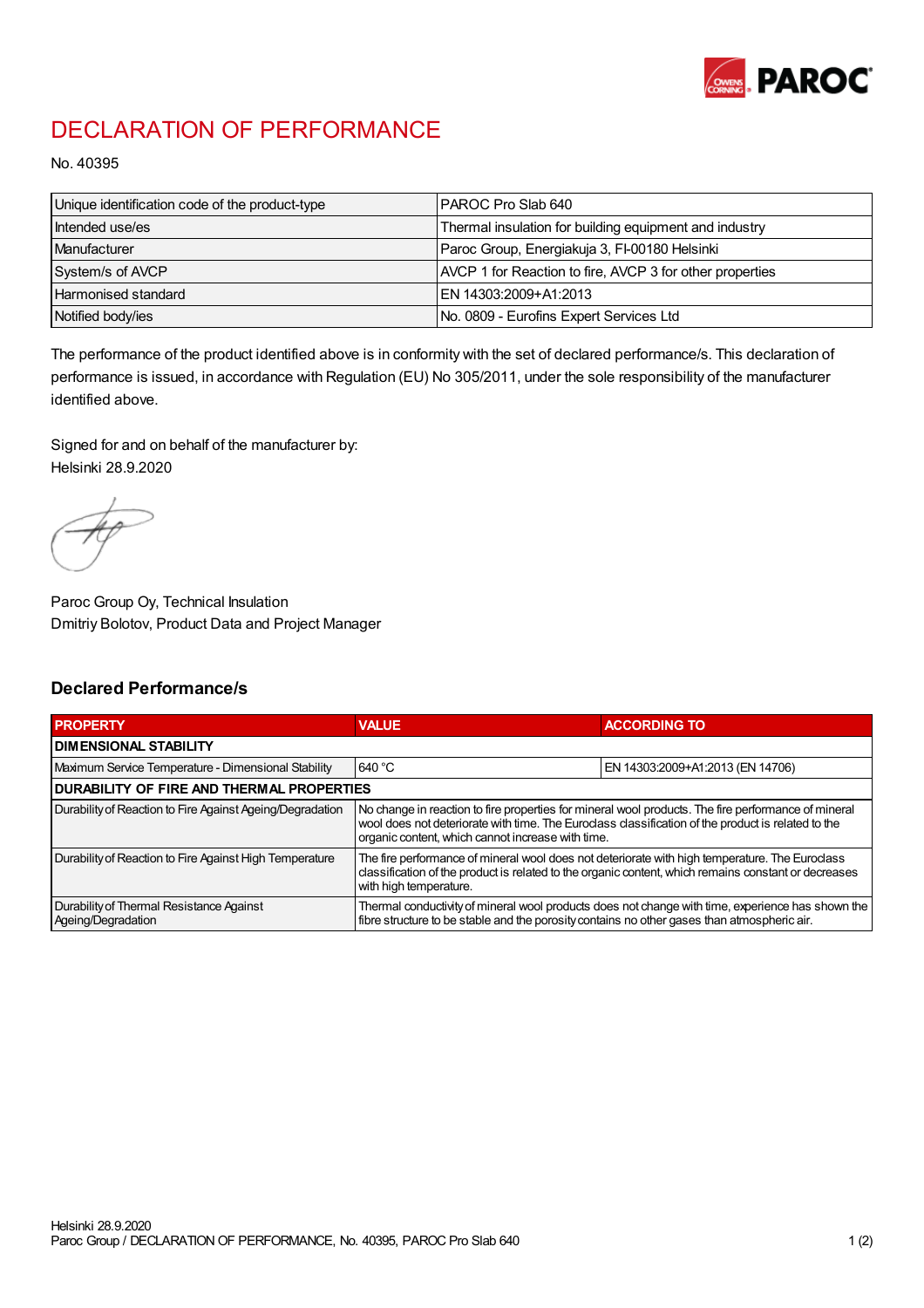# DECLARATION OF PERFORMANCE

No. 40395

| Unique identification code of the product-type | PAROC Pro Slab 640 |
|---|---|
| Intended use/es | Thermal insulation for building equipment and industry |
| Manufacturer | Paroc Group, Energiakuja 3, FI-00180 Helsinki |
| System/s of AVCP | AVCP 1 for Reaction to fire, AVCP 3 for other properties |
| Harmonised standard | EN 14303:2009+A1:2013 |
| Notified body/ies | No. 0809 - Eurofins Expert Services Ltd |

The performance of the product identified above is in conformity with the set of declared performance/s. This declaration of performance is issued, in accordance with Regulation (EU) No 305/2011, under the sole responsibility of the manufacturer identified above.

Signed for and on behalf of the manufacturer by:
Helsinki 28.9.2020

Paroc Group Oy, Technical Insulation
Dmitriy Bolotov, Product Data and Project Manager

## Declared Performance/s

| PROPERTY | VALUE | ACCORDING TO |
|---|---|---|
| **DIMENSIONAL STABILITY** | | |
| Maximum Service Temperature - Dimensional Stability | 640 °C | EN 14303:2009+A1:2013 (EN 14706) |
| **DURABILITY OF FIRE AND THERMAL PROPERTIES** | | |
| Durability of Reaction to Fire Against Ageing/Degradation | No change in reaction to fire properties for mineral wool products. The fire performance of mineral wool does not deteriorate with time. The Euroclass classification of the product is related to the organic content, which cannot increase with time. | |
| Durability of Reaction to Fire Against High Temperature | The fire performance of mineral wool does not deteriorate with high temperature. The Euroclass classification of the product is related to the organic content, which remains constant or decreases with high temperature. | |
| Durability of Thermal Resistance Against Ageing/Degradation | Thermal conductivity of mineral wool products does not change with time, experience has shown the fibre structure to be stable and the porosity contains no other gases than atmospheric air. | |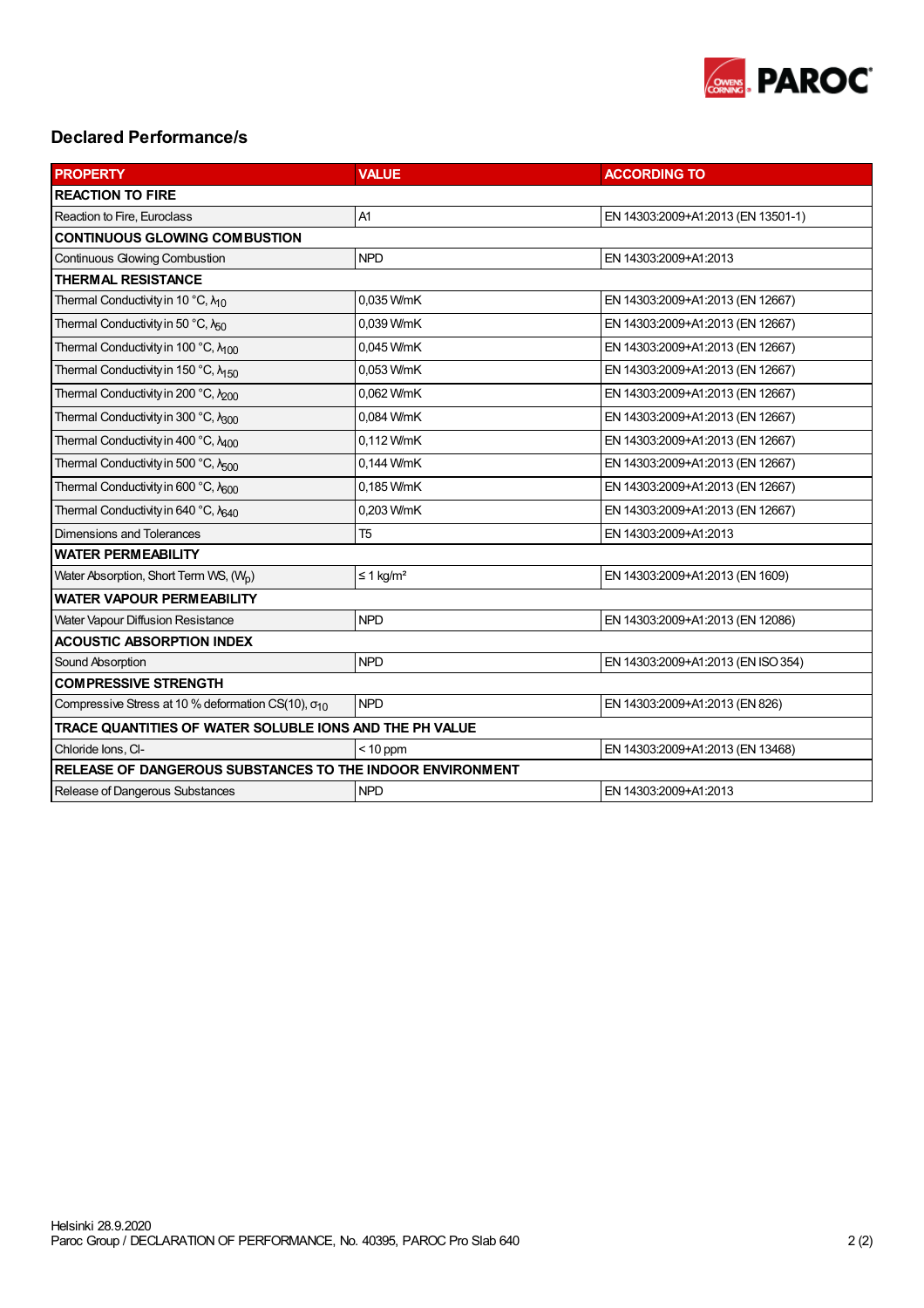## Declared Performance/s

| PROPERTY | VALUE | ACCORDING TO |
|---|---|---|
| **REACTION TO FIRE** | | |
| Reaction to Fire, Euroclass | A1 | EN 14303:2009+A1:2013 (EN 13501-1) |
| **CONTINUOUS GLOWING COMBUSTION** | | |
| Continuous Glowing Combustion | NPD | EN 14303:2009+A1:2013 |
| **THERMAL RESISTANCE** | | |
| Thermal Conductivity in 10 °C, $\lambda_{10}$ | 0,035 W/mK | EN 14303:2009+A1:2013 (EN 12667) |
| Thermal Conductivity in 50 °C, $\lambda_{50}$ | 0,039 W/mK | EN 14303:2009+A1:2013 (EN 12667) |
| Thermal Conductivity in 100 °C, $\lambda_{100}$ | 0,045 W/mK | EN 14303:2009+A1:2013 (EN 12667) |
| Thermal Conductivity in 150 °C, $\lambda_{150}$ | 0,053 W/mK | EN 14303:2009+A1:2013 (EN 12667) |
| Thermal Conductivity in 200 °C, $\lambda_{200}$ | 0,062 W/mK | EN 14303:2009+A1:2013 (EN 12667) |
| Thermal Conductivity in 300 °C, $\lambda_{300}$ | 0,084 W/mK | EN 14303:2009+A1:2013 (EN 12667) |
| Thermal Conductivity in 400 °C, $\lambda_{400}$ | 0,112 W/mK | EN 14303:2009+A1:2013 (EN 12667) |
| Thermal Conductivity in 500 °C, $\lambda_{500}$ | 0,144 W/mK | EN 14303:2009+A1:2013 (EN 12667) |
| Thermal Conductivity in 600 °C, $\lambda_{600}$ | 0,185 W/mK | EN 14303:2009+A1:2013 (EN 12667) |
| Thermal Conductivity in 640 °C, $\lambda_{640}$ | 0,203 W/mK | EN 14303:2009+A1:2013 (EN 12667) |
| Dimensions and Tolerances | T5 | EN 14303:2009+A1:2013 |
| **WATER PERMEABILITY** | | |
| Water Absorption, Short Term WS, ($W_p$) | ≤ 1 kg/m² | EN 14303:2009+A1:2013 (EN 1609) |
| **WATER VAPOUR PERMEABILITY** | | |
| Water Vapour Diffusion Resistance | NPD | EN 14303:2009+A1:2013 (EN 12086) |
| **ACOUSTIC ABSORPTION INDEX** | | |
| Sound Absorption | NPD | EN 14303:2009+A1:2013 (EN ISO 354) |
| **COMPRESSIVE STRENGTH** | | |
| Compressive Stress at 10 % deformation CS(10), $\sigma_{10}$ | NPD | EN 14303:2009+A1:2013 (EN 826) |
| **TRACE QUANTITIES OF WATER SOLUBLE IONS AND THE PH VALUE** | | |
| Chloride Ions, Cl- | < 10 ppm | EN 14303:2009+A1:2013 (EN 13468) |
| **RELEASE OF DANGEROUS SUBSTANCES TO THE INDOOR ENVIRONMENT** | | |
| Release of Dangerous Substances | NPD | EN 14303:2009+A1:2013 |

Helsinki 28.9.2020
Paroc Group / DECLARATION OF PERFORMANCE, No. 40395, PAROC Pro Slab 640